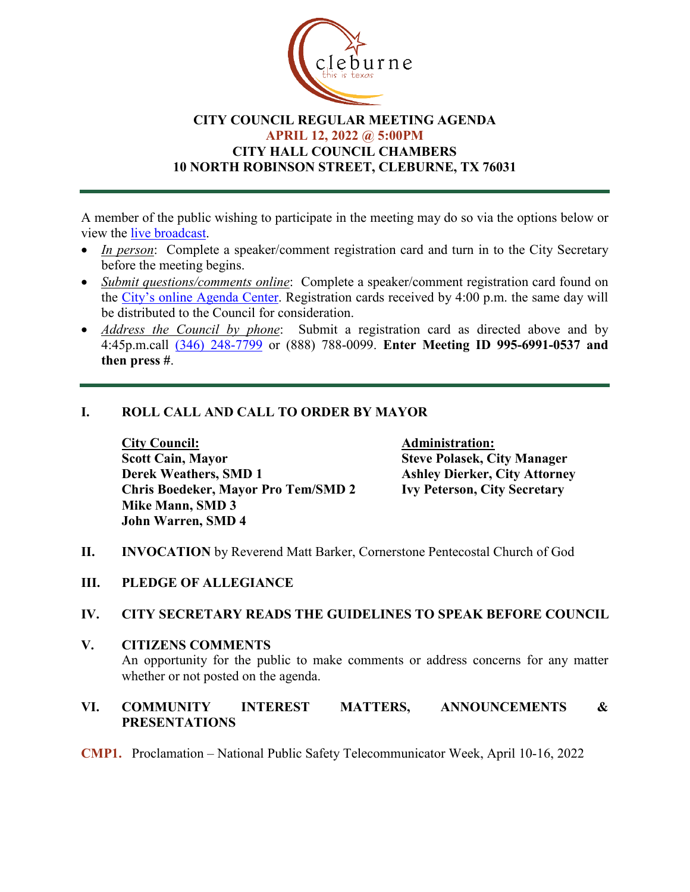# CITY COUNCIL REGULAR MEETING AGENDA

## APRIL 12, 2022 @ 5:00PM

## CITY HALL COUNCIL CHAMBERS

## 10 NORTH ROBINSON STREET, CLEBURNE, TX 76031

---

A member of the public wishing to participate in the meeting may do so via the options below or view the live broadcast.

- *In person*: Complete a speaker/comment registration card and turn in to the City Secretary before the meeting begins.
- *Submit questions/comments online*: Complete a speaker/comment registration card found on the City's online Agenda Center. Registration cards received by 4:00 p.m. the same day will be distributed to the Council for consideration.
- *Address the Council by phone*: Submit a registration card as directed above and by 4:45p.m.call (346) 248-7799 or (888) 788-0099. **Enter Meeting ID 995-6991-0537 and then press #**.

---

## I. ROLL CALL AND CALL TO ORDER BY MAYOR

**City Council:**
**Scott Cain, Mayor**
**Derek Weathers, SMD 1**
**Chris Boedeker, Mayor Pro Tem/SMD 2**
**Mike Mann, SMD 3**
**John Warren, SMD 4**

**Administration:**
**Steve Polasek, City Manager**
**Ashley Dierker, City Attorney**
**Ivy Peterson, City Secretary**

## II. INVOCATION by Reverend Matt Barker, Cornerstone Pentecostal Church of God

## III. PLEDGE OF ALLEGIANCE

## IV. CITY SECRETARY READS THE GUIDELINES TO SPEAK BEFORE COUNCIL

## V. CITIZENS COMMENTS

An opportunity for the public to make comments or address concerns for any matter whether or not posted on the agenda.

## VI. COMMUNITY INTEREST MATTERS, ANNOUNCEMENTS & PRESENTATIONS

**CMP1.** Proclamation – National Public Safety Telecommunicator Week, April 10-16, 2022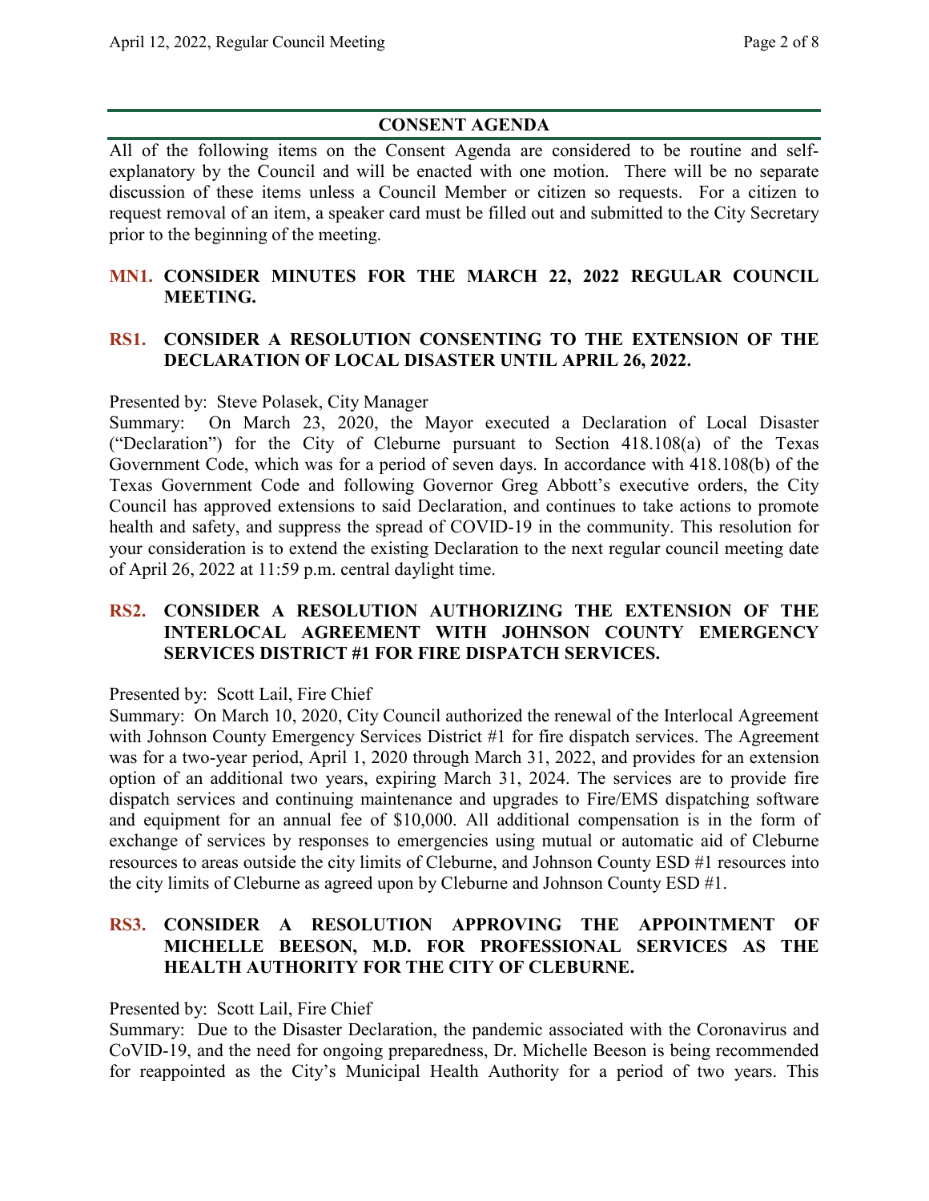## CONSENT AGENDA

All of the following items on the Consent Agenda are considered to be routine and self-explanatory by the Council and will be enacted with one motion. There will be no separate discussion of these items unless a Council Member or citizen so requests. For a citizen to request removal of an item, a speaker card must be filled out and submitted to the City Secretary prior to the beginning of the meeting.

### MN1. CONSIDER MINUTES FOR THE MARCH 22, 2022 REGULAR COUNCIL MEETING.

### RS1. CONSIDER A RESOLUTION CONSENTING TO THE EXTENSION OF THE DECLARATION OF LOCAL DISASTER UNTIL APRIL 26, 2022.

Presented by: Steve Polasek, City Manager

Summary: On March 23, 2020, the Mayor executed a Declaration of Local Disaster ("Declaration") for the City of Cleburne pursuant to Section 418.108(a) of the Texas Government Code, which was for a period of seven days. In accordance with 418.108(b) of the Texas Government Code and following Governor Greg Abbott's executive orders, the City Council has approved extensions to said Declaration, and continues to take actions to promote health and safety, and suppress the spread of COVID-19 in the community. This resolution for your consideration is to extend the existing Declaration to the next regular council meeting date of April 26, 2022 at 11:59 p.m. central daylight time.

### RS2. CONSIDER A RESOLUTION AUTHORIZING THE EXTENSION OF THE INTERLOCAL AGREEMENT WITH JOHNSON COUNTY EMERGENCY SERVICES DISTRICT #1 FOR FIRE DISPATCH SERVICES.

Presented by: Scott Lail, Fire Chief

Summary: On March 10, 2020, City Council authorized the renewal of the Interlocal Agreement with Johnson County Emergency Services District #1 for fire dispatch services. The Agreement was for a two-year period, April 1, 2020 through March 31, 2022, and provides for an extension option of an additional two years, expiring March 31, 2024. The services are to provide fire dispatch services and continuing maintenance and upgrades to Fire/EMS dispatching software and equipment for an annual fee of $10,000. All additional compensation is in the form of exchange of services by responses to emergencies using mutual or automatic aid of Cleburne resources to areas outside the city limits of Cleburne, and Johnson County ESD #1 resources into the city limits of Cleburne as agreed upon by Cleburne and Johnson County ESD #1.

### RS3. CONSIDER A RESOLUTION APPROVING THE APPOINTMENT OF MICHELLE BEESON, M.D. FOR PROFESSIONAL SERVICES AS THE HEALTH AUTHORITY FOR THE CITY OF CLEBURNE.

Presented by: Scott Lail, Fire Chief

Summary: Due to the Disaster Declaration, the pandemic associated with the Coronavirus and CoVID-19, and the need for ongoing preparedness, Dr. Michelle Beeson is being recommended for reappointed as the City's Municipal Health Authority for a period of two years. This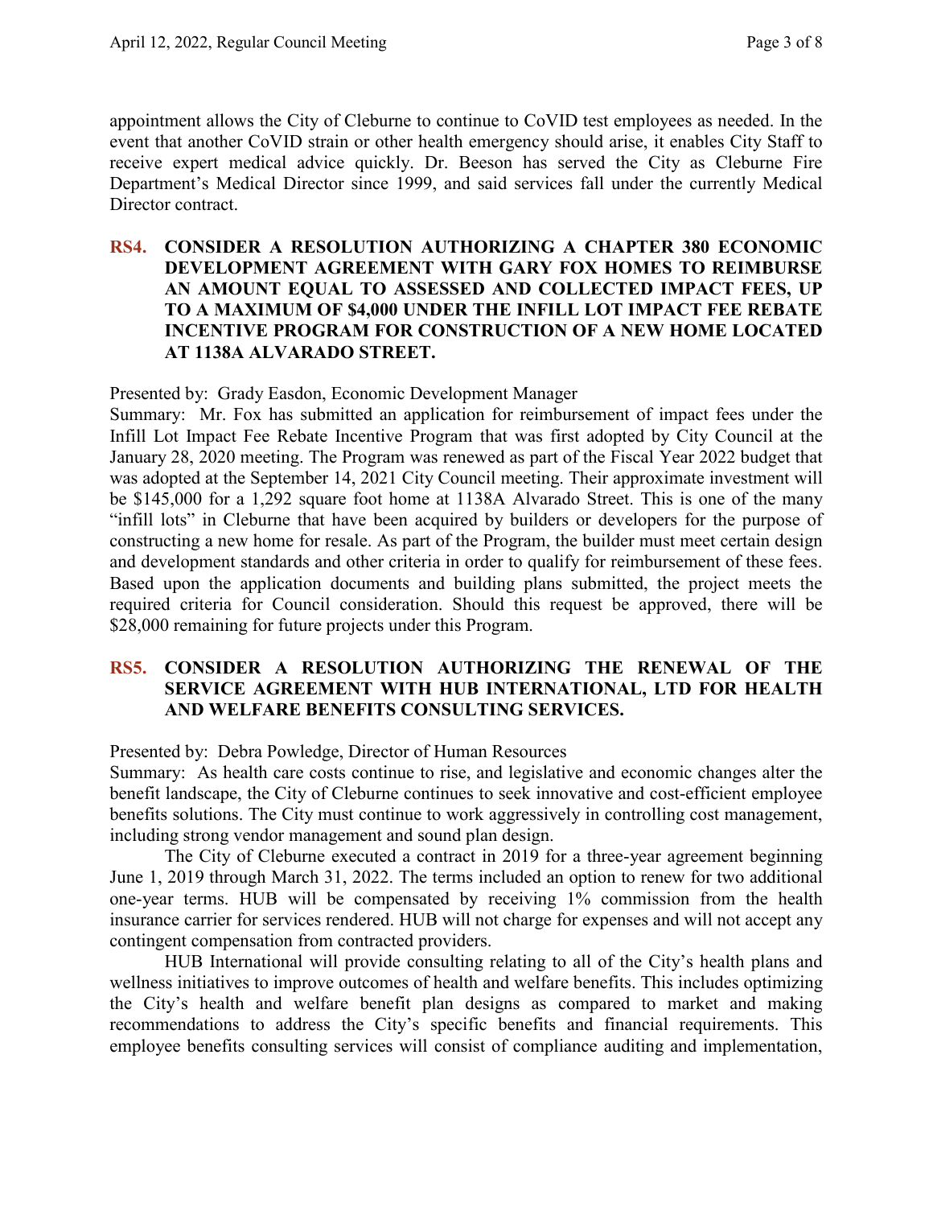appointment allows the City of Cleburne to continue to CoVID test employees as needed. In the event that another CoVID strain or other health emergency should arise, it enables City Staff to receive expert medical advice quickly. Dr. Beeson has served the City as Cleburne Fire Department's Medical Director since 1999, and said services fall under the currently Medical Director contract.

**RS4. CONSIDER A RESOLUTION AUTHORIZING A CHAPTER 380 ECONOMIC DEVELOPMENT AGREEMENT WITH GARY FOX HOMES TO REIMBURSE AN AMOUNT EQUAL TO ASSESSED AND COLLECTED IMPACT FEES, UP TO A MAXIMUM OF $4,000 UNDER THE INFILL LOT IMPACT FEE REBATE INCENTIVE PROGRAM FOR CONSTRUCTION OF A NEW HOME LOCATED AT 1138A ALVARADO STREET.**

Presented by: Grady Easdon, Economic Development Manager
Summary: Mr. Fox has submitted an application for reimbursement of impact fees under the Infill Lot Impact Fee Rebate Incentive Program that was first adopted by City Council at the January 28, 2020 meeting. The Program was renewed as part of the Fiscal Year 2022 budget that was adopted at the September 14, 2021 City Council meeting. Their approximate investment will be $145,000 for a 1,292 square foot home at 1138A Alvarado Street. This is one of the many "infill lots" in Cleburne that have been acquired by builders or developers for the purpose of constructing a new home for resale. As part of the Program, the builder must meet certain design and development standards and other criteria in order to qualify for reimbursement of these fees. Based upon the application documents and building plans submitted, the project meets the required criteria for Council consideration. Should this request be approved, there will be $28,000 remaining for future projects under this Program.

**RS5. CONSIDER A RESOLUTION AUTHORIZING THE RENEWAL OF THE SERVICE AGREEMENT WITH HUB INTERNATIONAL, LTD FOR HEALTH AND WELFARE BENEFITS CONSULTING SERVICES.**

Presented by: Debra Powledge, Director of Human Resources
Summary: As health care costs continue to rise, and legislative and economic changes alter the benefit landscape, the City of Cleburne continues to seek innovative and cost-efficient employee benefits solutions. The City must continue to work aggressively in controlling cost management, including strong vendor management and sound plan design.

The City of Cleburne executed a contract in 2019 for a three-year agreement beginning June 1, 2019 through March 31, 2022. The terms included an option to renew for two additional one-year terms. HUB will be compensated by receiving 1% commission from the health insurance carrier for services rendered. HUB will not charge for expenses and will not accept any contingent compensation from contracted providers.

HUB International will provide consulting relating to all of the City's health plans and wellness initiatives to improve outcomes of health and welfare benefits. This includes optimizing the City's health and welfare benefit plan designs as compared to market and making recommendations to address the City's specific benefits and financial requirements. This employee benefits consulting services will consist of compliance auditing and implementation,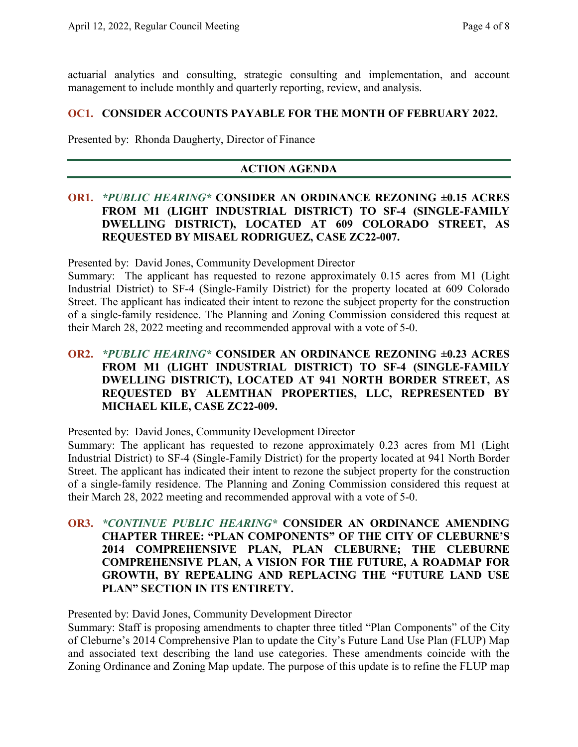actuarial analytics and consulting, strategic consulting and implementation, and account management to include monthly and quarterly reporting, review, and analysis.

**OC1. CONSIDER ACCOUNTS PAYABLE FOR THE MONTH OF FEBRUARY 2022.**

Presented by: Rhonda Daugherty, Director of Finance

## ACTION AGENDA

**OR1. *\*PUBLIC HEARING\** CONSIDER AN ORDINANCE REZONING ±0.15 ACRES FROM M1 (LIGHT INDUSTRIAL DISTRICT) TO SF-4 (SINGLE-FAMILY DWELLING DISTRICT), LOCATED AT 609 COLORADO STREET, AS REQUESTED BY MISAEL RODRIGUEZ, CASE ZC22-007.**

Presented by: David Jones, Community Development Director
Summary: The applicant has requested to rezone approximately 0.15 acres from M1 (Light Industrial District) to SF-4 (Single-Family District) for the property located at 609 Colorado Street. The applicant has indicated their intent to rezone the subject property for the construction of a single-family residence. The Planning and Zoning Commission considered this request at their March 28, 2022 meeting and recommended approval with a vote of 5-0.

**OR2. *\*PUBLIC HEARING\** CONSIDER AN ORDINANCE REZONING ±0.23 ACRES FROM M1 (LIGHT INDUSTRIAL DISTRICT) TO SF-4 (SINGLE-FAMILY DWELLING DISTRICT), LOCATED AT 941 NORTH BORDER STREET, AS REQUESTED BY ALEMTHAN PROPERTIES, LLC, REPRESENTED BY MICHAEL KILE, CASE ZC22-009.**

Presented by: David Jones, Community Development Director
Summary: The applicant has requested to rezone approximately 0.23 acres from M1 (Light Industrial District) to SF-4 (Single-Family District) for the property located at 941 North Border Street. The applicant has indicated their intent to rezone the subject property for the construction of a single-family residence. The Planning and Zoning Commission considered this request at their March 28, 2022 meeting and recommended approval with a vote of 5-0.

**OR3. *\*CONTINUE PUBLIC HEARING\** CONSIDER AN ORDINANCE AMENDING CHAPTER THREE: "PLAN COMPONENTS" OF THE CITY OF CLEBURNE'S 2014 COMPREHENSIVE PLAN, PLAN CLEBURNE; THE CLEBURNE COMPREHENSIVE PLAN, A VISION FOR THE FUTURE, A ROADMAP FOR GROWTH, BY REPEALING AND REPLACING THE "FUTURE LAND USE PLAN" SECTION IN ITS ENTIRETY.**

Presented by: David Jones, Community Development Director
Summary: Staff is proposing amendments to chapter three titled "Plan Components" of the City of Cleburne's 2014 Comprehensive Plan to update the City's Future Land Use Plan (FLUP) Map and associated text describing the land use categories. These amendments coincide with the Zoning Ordinance and Zoning Map update. The purpose of this update is to refine the FLUP map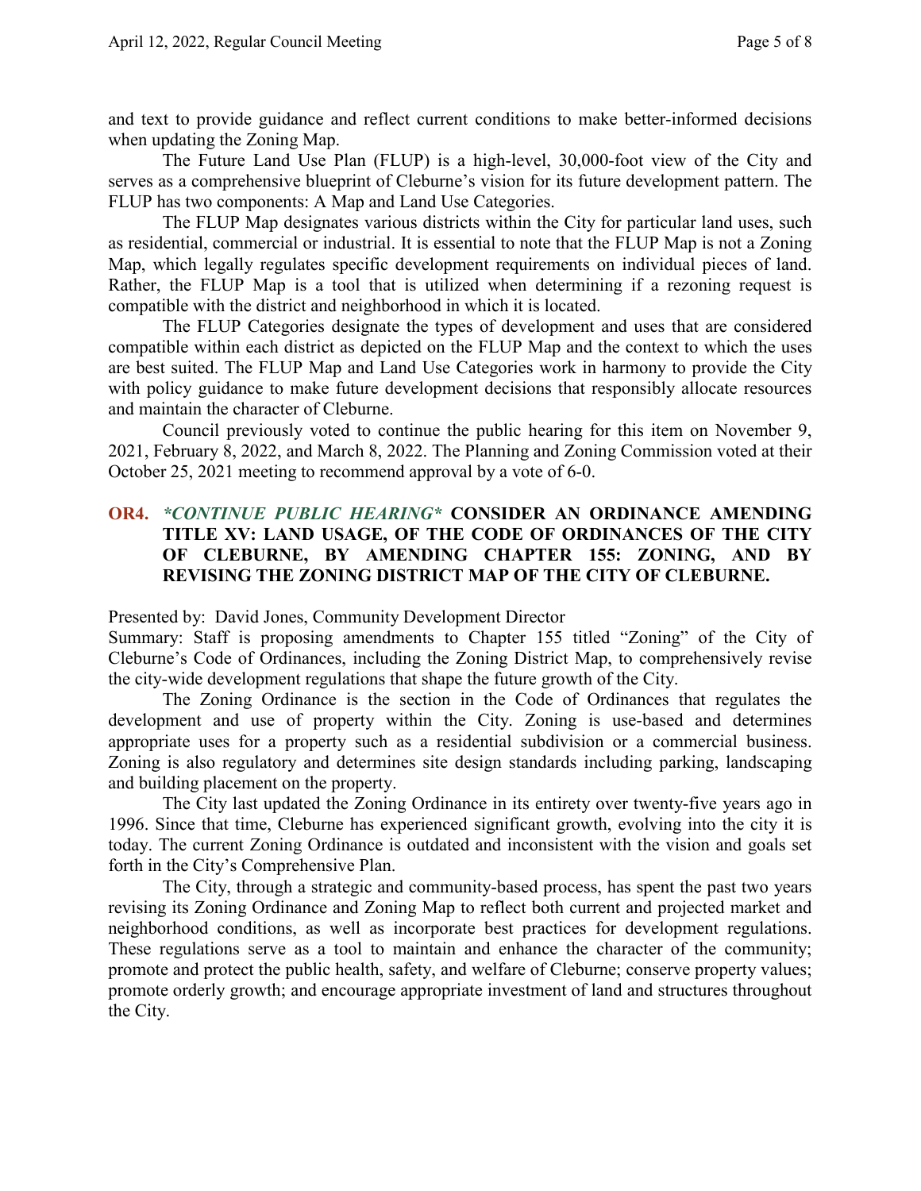and text to provide guidance and reflect current conditions to make better-informed decisions when updating the Zoning Map.

The Future Land Use Plan (FLUP) is a high-level, 30,000-foot view of the City and serves as a comprehensive blueprint of Cleburne's vision for its future development pattern. The FLUP has two components: A Map and Land Use Categories.

The FLUP Map designates various districts within the City for particular land uses, such as residential, commercial or industrial. It is essential to note that the FLUP Map is not a Zoning Map, which legally regulates specific development requirements on individual pieces of land. Rather, the FLUP Map is a tool that is utilized when determining if a rezoning request is compatible with the district and neighborhood in which it is located.

The FLUP Categories designate the types of development and uses that are considered compatible within each district as depicted on the FLUP Map and the context to which the uses are best suited. The FLUP Map and Land Use Categories work in harmony to provide the City with policy guidance to make future development decisions that responsibly allocate resources and maintain the character of Cleburne.

Council previously voted to continue the public hearing for this item on November 9, 2021, February 8, 2022, and March 8, 2022. The Planning and Zoning Commission voted at their October 25, 2021 meeting to recommend approval by a vote of 6-0.

### OR4. *\*CONTINUE PUBLIC HEARING\** **CONSIDER AN ORDINANCE AMENDING TITLE XV: LAND USAGE, OF THE CODE OF ORDINANCES OF THE CITY OF CLEBURNE, BY AMENDING CHAPTER 155: ZONING, AND BY REVISING THE ZONING DISTRICT MAP OF THE CITY OF CLEBURNE.**

Presented by: David Jones, Community Development Director

Summary: Staff is proposing amendments to Chapter 155 titled "Zoning" of the City of Cleburne's Code of Ordinances, including the Zoning District Map, to comprehensively revise the city-wide development regulations that shape the future growth of the City.

The Zoning Ordinance is the section in the Code of Ordinances that regulates the development and use of property within the City. Zoning is use-based and determines appropriate uses for a property such as a residential subdivision or a commercial business. Zoning is also regulatory and determines site design standards including parking, landscaping and building placement on the property.

The City last updated the Zoning Ordinance in its entirety over twenty-five years ago in 1996. Since that time, Cleburne has experienced significant growth, evolving into the city it is today. The current Zoning Ordinance is outdated and inconsistent with the vision and goals set forth in the City's Comprehensive Plan.

The City, through a strategic and community-based process, has spent the past two years revising its Zoning Ordinance and Zoning Map to reflect both current and projected market and neighborhood conditions, as well as incorporate best practices for development regulations. These regulations serve as a tool to maintain and enhance the character of the community; promote and protect the public health, safety, and welfare of Cleburne; conserve property values; promote orderly growth; and encourage appropriate investment of land and structures throughout the City.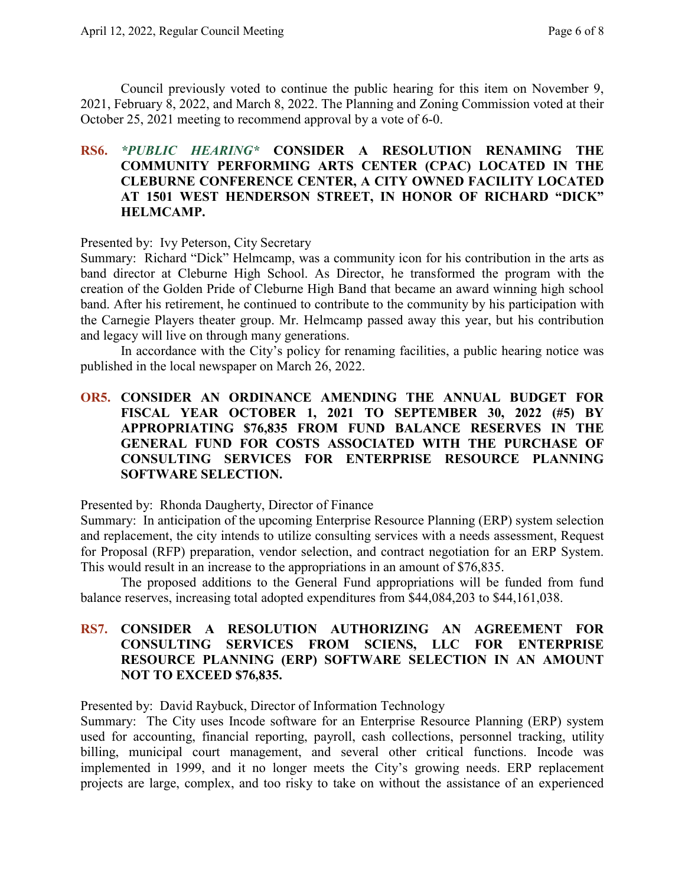Council previously voted to continue the public hearing for this item on November 9, 2021, February 8, 2022, and March 8, 2022. The Planning and Zoning Commission voted at their October 25, 2021 meeting to recommend approval by a vote of 6-0.

**RS6.** ***\*PUBLIC HEARING\**** **CONSIDER A RESOLUTION RENAMING THE COMMUNITY PERFORMING ARTS CENTER (CPAC) LOCATED IN THE CLEBURNE CONFERENCE CENTER, A CITY OWNED FACILITY LOCATED AT 1501 WEST HENDERSON STREET, IN HONOR OF RICHARD "DICK" HELMCAMP.**

Presented by: Ivy Peterson, City Secretary

Summary: Richard "Dick" Helmcamp, was a community icon for his contribution in the arts as band director at Cleburne High School. As Director, he transformed the program with the creation of the Golden Pride of Cleburne High Band that became an award winning high school band. After his retirement, he continued to contribute to the community by his participation with the Carnegie Players theater group. Mr. Helmcamp passed away this year, but his contribution and legacy will live on through many generations.

In accordance with the City's policy for renaming facilities, a public hearing notice was published in the local newspaper on March 26, 2022.

**OR5. CONSIDER AN ORDINANCE AMENDING THE ANNUAL BUDGET FOR FISCAL YEAR OCTOBER 1, 2021 TO SEPTEMBER 30, 2022 (#5) BY APPROPRIATING $76,835 FROM FUND BALANCE RESERVES IN THE GENERAL FUND FOR COSTS ASSOCIATED WITH THE PURCHASE OF CONSULTING SERVICES FOR ENTERPRISE RESOURCE PLANNING SOFTWARE SELECTION.**

Presented by: Rhonda Daugherty, Director of Finance

Summary: In anticipation of the upcoming Enterprise Resource Planning (ERP) system selection and replacement, the city intends to utilize consulting services with a needs assessment, Request for Proposal (RFP) preparation, vendor selection, and contract negotiation for an ERP System. This would result in an increase to the appropriations in an amount of $76,835.

The proposed additions to the General Fund appropriations will be funded from fund balance reserves, increasing total adopted expenditures from $44,084,203 to $44,161,038.

**RS7. CONSIDER A RESOLUTION AUTHORIZING AN AGREEMENT FOR CONSULTING SERVICES FROM SCIENS, LLC FOR ENTERPRISE RESOURCE PLANNING (ERP) SOFTWARE SELECTION IN AN AMOUNT NOT TO EXCEED $76,835.**

Presented by: David Raybuck, Director of Information Technology

Summary: The City uses Incode software for an Enterprise Resource Planning (ERP) system used for accounting, financial reporting, payroll, cash collections, personnel tracking, utility billing, municipal court management, and several other critical functions. Incode was implemented in 1999, and it no longer meets the City's growing needs. ERP replacement projects are large, complex, and too risky to take on without the assistance of an experienced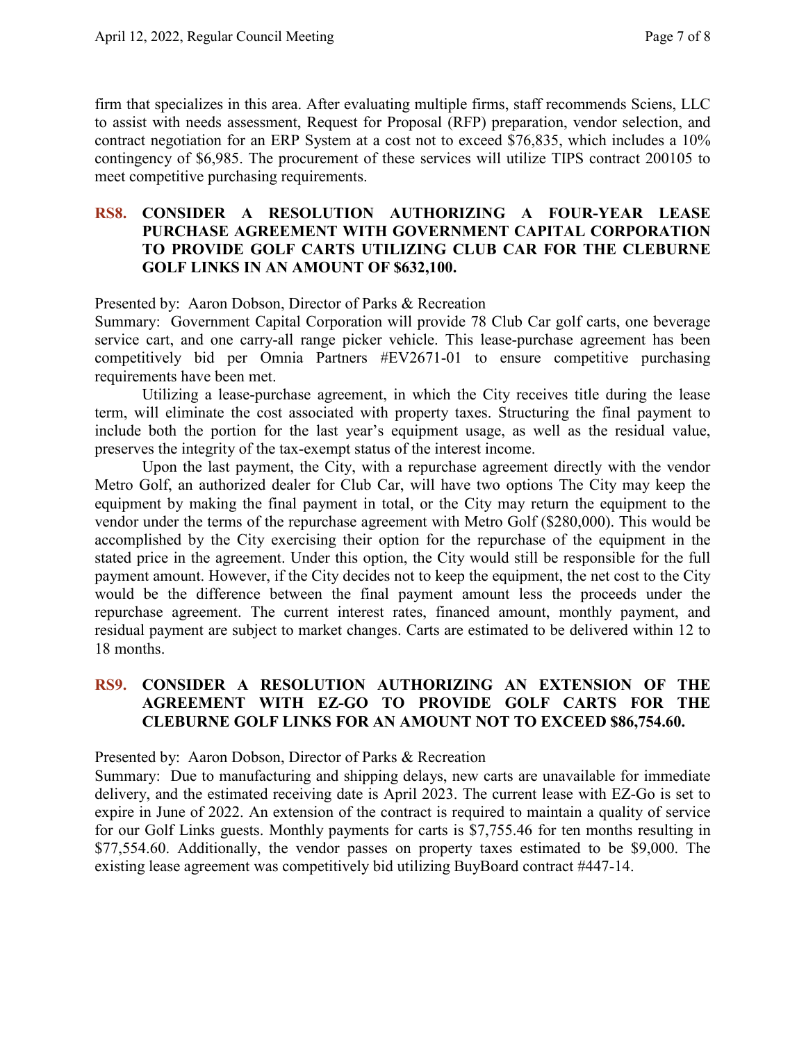firm that specializes in this area. After evaluating multiple firms, staff recommends Sciens, LLC to assist with needs assessment, Request for Proposal (RFP) preparation, vendor selection, and contract negotiation for an ERP System at a cost not to exceed $76,835, which includes a 10% contingency of $6,985. The procurement of these services will utilize TIPS contract 200105 to meet competitive purchasing requirements.

## RS8. CONSIDER A RESOLUTION AUTHORIZING A FOUR-YEAR LEASE PURCHASE AGREEMENT WITH GOVERNMENT CAPITAL CORPORATION TO PROVIDE GOLF CARTS UTILIZING CLUB CAR FOR THE CLEBURNE GOLF LINKS IN AN AMOUNT OF $632,100.

Presented by: Aaron Dobson, Director of Parks & Recreation

Summary: Government Capital Corporation will provide 78 Club Car golf carts, one beverage service cart, and one carry-all range picker vehicle. This lease-purchase agreement has been competitively bid per Omnia Partners #EV2671-01 to ensure competitive purchasing requirements have been met.

Utilizing a lease-purchase agreement, in which the City receives title during the lease term, will eliminate the cost associated with property taxes. Structuring the final payment to include both the portion for the last year's equipment usage, as well as the residual value, preserves the integrity of the tax-exempt status of the interest income.

Upon the last payment, the City, with a repurchase agreement directly with the vendor Metro Golf, an authorized dealer for Club Car, will have two options The City may keep the equipment by making the final payment in total, or the City may return the equipment to the vendor under the terms of the repurchase agreement with Metro Golf ($280,000). This would be accomplished by the City exercising their option for the repurchase of the equipment in the stated price in the agreement. Under this option, the City would still be responsible for the full payment amount. However, if the City decides not to keep the equipment, the net cost to the City would be the difference between the final payment amount less the proceeds under the repurchase agreement. The current interest rates, financed amount, monthly payment, and residual payment are subject to market changes. Carts are estimated to be delivered within 12 to 18 months.

## RS9. CONSIDER A RESOLUTION AUTHORIZING AN EXTENSION OF THE AGREEMENT WITH EZ-GO TO PROVIDE GOLF CARTS FOR THE CLEBURNE GOLF LINKS FOR AN AMOUNT NOT TO EXCEED $86,754.60.

Presented by: Aaron Dobson, Director of Parks & Recreation

Summary: Due to manufacturing and shipping delays, new carts are unavailable for immediate delivery, and the estimated receiving date is April 2023. The current lease with EZ-Go is set to expire in June of 2022. An extension of the contract is required to maintain a quality of service for our Golf Links guests. Monthly payments for carts is $7,755.46 for ten months resulting in $77,554.60. Additionally, the vendor passes on property taxes estimated to be $9,000. The existing lease agreement was competitively bid utilizing BuyBoard contract #447-14.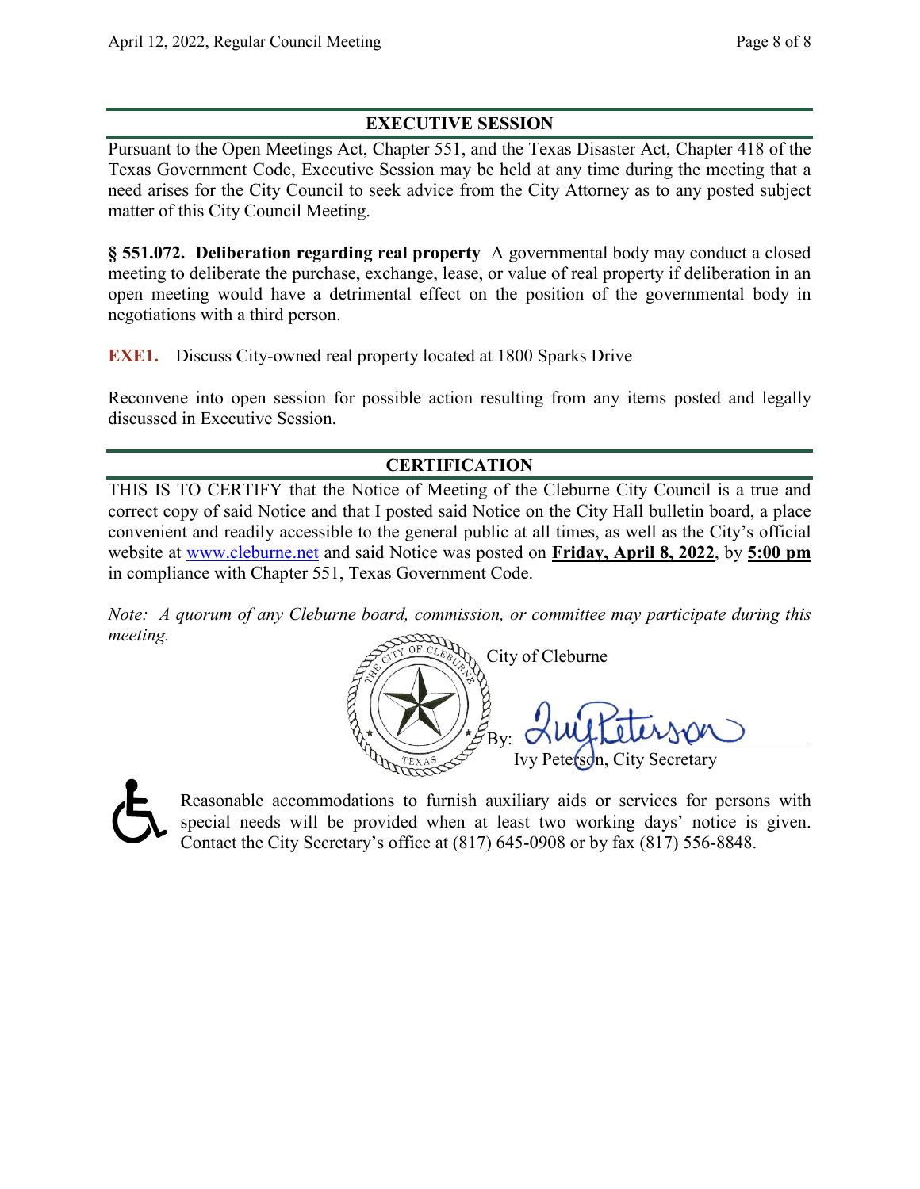## EXECUTIVE SESSION

Pursuant to the Open Meetings Act, Chapter 551, and the Texas Disaster Act, Chapter 418 of the Texas Government Code, Executive Session may be held at any time during the meeting that a need arises for the City Council to seek advice from the City Attorney as to any posted subject matter of this City Council Meeting.

**§ 551.072. Deliberation regarding real property** A governmental body may conduct a closed meeting to deliberate the purchase, exchange, lease, or value of real property if deliberation in an open meeting would have a detrimental effect on the position of the governmental body in negotiations with a third person.

**EXE1.** Discuss City-owned real property located at 1800 Sparks Drive

Reconvene into open session for possible action resulting from any items posted and legally discussed in Executive Session.

## CERTIFICATION

THIS IS TO CERTIFY that the Notice of Meeting of the Cleburne City Council is a true and correct copy of said Notice and that I posted said Notice on the City Hall bulletin board, a place convenient and readily accessible to the general public at all times, as well as the City's official website at www.cleburne.net and said Notice was posted on **Friday, April 8, 2022**, by **5:00 pm** in compliance with Chapter 551, Texas Government Code.

*Note: A quorum of any Cleburne board, commission, or committee may participate during this meeting.*

City of Cleburne

By: Ivy Peterson

Ivy Peterson, City Secretary

Reasonable accommodations to furnish auxiliary aids or services for persons with special needs will be provided when at least two working days' notice is given. Contact the City Secretary's office at (817) 645-0908 or by fax (817) 556-8848.